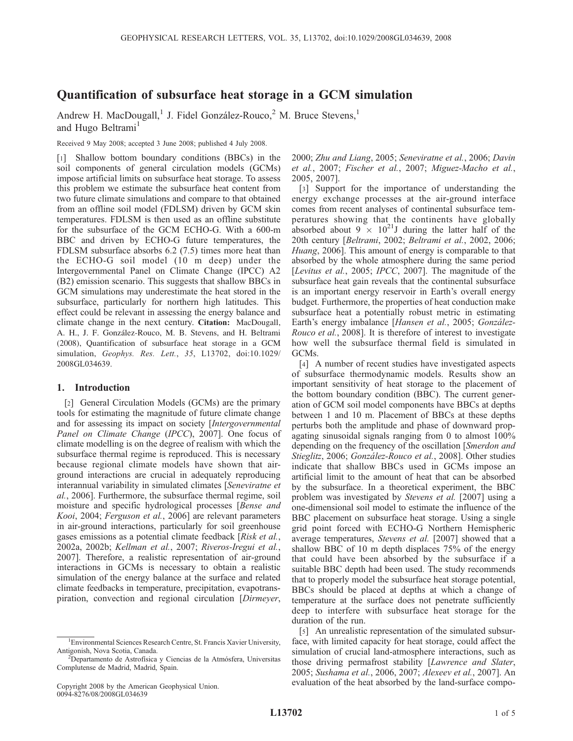# Quantification of subsurface heat storage in a GCM simulation

Andrew H. MacDougall,[1] J. Fidel González-Rouco,[2] M. Bruce Stevens,[1] and Hugo Beltrami[1]

Received 9 May 2008; accepted 3 June 2008; published 4 July 2008.

[1] Shallow bottom boundary conditions (BBCs) in the soil components of general circulation models (GCMs) impose artificial limits on subsurface heat storage. To assess this problem we estimate the subsurface heat content from two future climate simulations and compare to that obtained from an offline soil model (FDLSM) driven by GCM skin temperatures. FDLSM is then used as an offline substitute for the subsurface of the GCM ECHO-G. With a 600-m BBC and driven by ECHO-G future temperatures, the FDLSM subsurface absorbs 6.2 (7.5) times more heat than the ECHO-G soil model (10 m deep) under the Intergovernmental Panel on Climate Change (IPCC) A2 (B2) emission scenario. This suggests that shallow BBCs in GCM simulations may underestimate the heat stored in the subsurface, particularly for northern high latitudes. This effect could be relevant in assessing the energy balance and climate change in the next century. **Citation:** MacDougall, A. H., J. F. González-Rouco, M. B. Stevens, and H. Beltrami (2008), Quantification of subsurface heat storage in a GCM simulation, *Geophys. Res. Lett.*, *35*, L13702, doi:10.1029/2008GL034639.

## 1. Introduction

[2] General Circulation Models (GCMs) are the primary tools for estimating the magnitude of future climate change and for assessing its impact on society [*Intergovernmental Panel on Climate Change* (*IPCC*), 2007]. One focus of climate modelling is on the degree of realism with which the subsurface thermal regime is reproduced. This is necessary because regional climate models have shown that air-ground interactions are crucial in adequately reproducing interannual variability in simulated climates [*Seneviratne et al.*, 2006]. Furthermore, the subsurface thermal regime, soil moisture and specific hydrological processes [*Bense and Kooi*, 2004; *Ferguson et al.*, 2006] are relevant parameters in air-ground interactions, particularly for soil greenhouse gases emissions as a potential climate feedback [*Risk et al.*, 2002a, 2002b; *Kellman et al.*, 2007; *Riveros-Iregui et al.*, 2007]. Therefore, a realistic representation of air-ground interactions in GCMs is necessary to obtain a realistic simulation of the energy balance at the surface and related climate feedbacks in temperature, precipitation, evapotranspiration, convection and regional circulation [*Dirmeyer*, 2000; *Zhu and Liang*, 2005; *Seneviratne et al.*, 2006; *Davin et al.*, 2007; *Fischer et al.*, 2007; *Miguez-Macho et al.*, 2005, 2007].

[3] Support for the importance of understanding the energy exchange processes at the air-ground interface comes from recent analyses of continental subsurface temperatures showing that the continents have globally absorbed about $9 \times 10^{21}$J during the latter half of the 20th century [*Beltrami*, 2002; *Beltrami et al.*, 2002, 2006; *Huang*, 2006]. This amount of energy is comparable to that absorbed by the whole atmosphere during the same period [*Levitus et al.*, 2005; *IPCC*, 2007]. The magnitude of the subsurface heat gain reveals that the continental subsurface is an important energy reservoir in Earth's overall energy budget. Furthermore, the properties of heat conduction make subsurface heat a potentially robust metric in estimating Earth's energy imbalance [*Hansen et al.*, 2005; *González-Rouco et al.*, 2008]. It is therefore of interest to investigate how well the subsurface thermal field is simulated in GCMs.

[4] A number of recent studies have investigated aspects of subsurface thermodynamic models. Results show an important sensitivity of heat storage to the placement of the bottom boundary condition (BBC). The current generation of GCM soil model components have BBCs at depths between 1 and 10 m. Placement of BBCs at these depths perturbs both the amplitude and phase of downward propagating sinusoidal signals ranging from 0 to almost 100% depending on the frequency of the oscillation [*Smerdon and Stieglitz*, 2006; *González-Rouco et al.*, 2008]. Other studies indicate that shallow BBCs used in GCMs impose an artificial limit to the amount of heat that can be absorbed by the subsurface. In a theoretical experiment, the BBC problem was investigated by *Stevens et al.* [2007] using a one-dimensional soil model to estimate the influence of the BBC placement on subsurface heat storage. Using a single grid point forced with ECHO-G Northern Hemisphere average temperatures, *Stevens et al.* [2007] showed that a shallow BBC of 10 m depth displaces 75% of the energy that could have been absorbed by the subsurface if a suitable BBC depth had been used. The study recommends that to properly model the subsurface heat storage potential, BBCs should be placed at depths at which a change of temperature at the surface does not penetrate sufficiently deep to interfere with subsurface heat storage for the duration of the run.

[5] An unrealistic representation of the simulated subsurface, with limited capacity for heat storage, could affect the simulation of crucial land-atmosphere interactions, such as those driving permafrost stability [*Lawrence and Slater*, 2005; *Sushama et al.*, 2006, 2007; *Alexeev et al.*, 2007]. An evaluation of the heat absorbed by the land-surface compo-

[1] Environmental Sciences Research Centre, St. Francis Xavier University, Antigonish, Nova Scotia, Canada.

[2] Departamento de Astrofísica y Ciencias de la Atmósfera, Universitas Complutense de Madrid, Madrid, Spain.

Copyright 2008 by the American Geophysical Union.
0094-8276/08/2008GL034639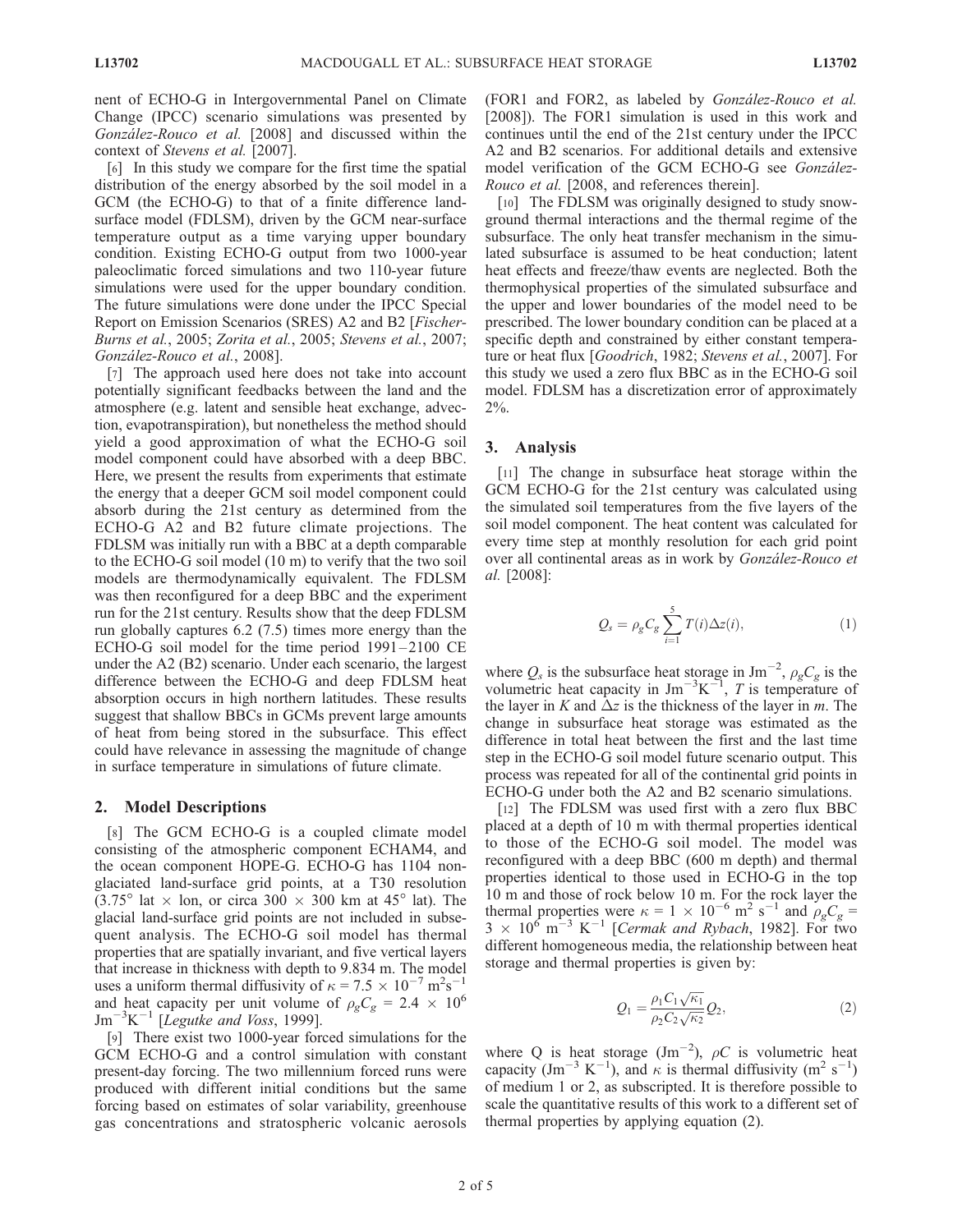nent of ECHO-G in Intergovernmental Panel on Climate Change (IPCC) scenario simulations was presented by *González-Rouco et al.* [2008] and discussed within the context of *Stevens et al.* [2007].

[6] In this study we compare for the first time the spatial distribution of the energy absorbed by the soil model in a GCM (the ECHO-G) to that of a finite difference land-surface model (FDLSM), driven by the GCM near-surface temperature output as a time varying upper boundary condition. Existing ECHO-G output from two 1000-year paleoclimatic forced simulations and two 110-year future simulations were used for the upper boundary condition. The future simulations were done under the IPCC Special Report on Emission Scenarios (SRES) A2 and B2 [*Fischer-Burns et al.*, 2005; *Zorita et al.*, 2005; *Stevens et al.*, 2007; *González-Rouco et al.*, 2008].

[7] The approach used here does not take into account potentially significant feedbacks between the land and the atmosphere (e.g. latent and sensible heat exchange, advection, evapotranspiration), but nonetheless the method should yield a good approximation of what the ECHO-G soil model component could have absorbed with a deep BBC. Here, we present the results from experiments that estimate the energy that a deeper GCM soil model component could absorb during the 21st century as determined from the ECHO-G A2 and B2 future climate projections. The FDLSM was initially run with a BBC at a depth comparable to the ECHO-G soil model (10 m) to verify that the two soil models are thermodynamically equivalent. The FDLSM was then reconfigured for a deep BBC and the experiment run for the 21st century. Results show that the deep FDLSM run globally captures 6.2 (7.5) times more energy than the ECHO-G soil model for the time period 1991–2100 CE under the A2 (B2) scenario. Under each scenario, the largest difference between the ECHO-G and deep FDLSM heat absorption occurs in high northern latitudes. These results suggest that shallow BBCs in GCMs prevent large amounts of heat from being stored in the subsurface. This effect could have relevance in assessing the magnitude of change in surface temperature in simulations of future climate.

## 2. Model Descriptions

[8] The GCM ECHO-G is a coupled climate model consisting of the atmospheric component ECHAM4, and the ocean component HOPE-G. ECHO-G has 1104 non-glaciated land-surface grid points, at a T30 resolution (3.75° lat × lon, or circa 300 × 300 km at 45° lat). The glacial land-surface grid points are not included in subsequent analysis. The ECHO-G soil model has thermal properties that are spatially invariant, and five vertical layers that increase in thickness with depth to 9.834 m. The model uses a uniform thermal diffusivity of $\kappa = 7.5 \times 10^{-7}$ m$^2$s$^{-1}$ and heat capacity per unit volume of $\rho_g C_g = 2.4 \times 10^6$ Jm$^{-3}$K$^{-1}$ [*Legutke and Voss*, 1999].

[9] There exist two 1000-year forced simulations for the GCM ECHO-G and a control simulation with constant present-day forcing. The two millennium forced runs were produced with different initial conditions but the same forcing based on estimates of solar variability, greenhouse gas concentrations and stratospheric volcanic aerosols (FOR1 and FOR2, as labeled by *González-Rouco et al.* [2008]). The FOR1 simulation is used in this work and continues until the end of the 21st century under the IPCC A2 and B2 scenarios. For additional details and extensive model verification of the GCM ECHO-G see *González-Rouco et al.* [2008, and references therein].

[10] The FDLSM was originally designed to study snow-ground thermal interactions and the thermal regime of the subsurface. The only heat transfer mechanism in the simulated subsurface is assumed to be heat conduction; latent heat effects and freeze/thaw events are neglected. Both the thermophysical properties of the simulated subsurface and the upper and lower boundaries of the model need to be prescribed. The lower boundary condition can be placed at a specific depth and constrained by either constant temperature or heat flux [*Goodrich*, 1982; *Stevens et al.*, 2007]. For this study we used a zero flux BBC as in the ECHO-G soil model. FDLSM has a discretization error of approximately 2%.

## 3. Analysis

[11] The change in subsurface heat storage within the GCM ECHO-G for the 21st century was calculated using the simulated soil temperatures from the five layers of the soil model component. The heat content was calculated for every time step at monthly resolution for each grid point over all continental areas as in work by *González-Rouco et al.* [2008]:

$$Q_s = \rho_g C_g \sum_{i=1}^{5} T(i)\Delta z(i), \tag{1}$$

where $Q_s$ is the subsurface heat storage in Jm$^{-2}$, $\rho_g C_g$ is the volumetric heat capacity in Jm$^{-3}$K$^{-1}$, $T$ is temperature of the layer in $K$ and $\Delta z$ is the thickness of the layer in $m$. The change in subsurface heat storage was estimated as the difference in total heat between the first and the last time step in the ECHO-G soil model future scenario output. This process was repeated for all of the continental grid points in ECHO-G under both the A2 and B2 scenario simulations.

[12] The FDLSM was used first with a zero flux BBC placed at a depth of 10 m with thermal properties identical to those of the ECHO-G soil model. The model was reconfigured with a deep BBC (600 m depth) and thermal properties identical to those used in ECHO-G in the top 10 m and those of rock below 10 m. For the rock layer the thermal properties were $\kappa = 1 \times 10^{-6}$ m$^2$ s$^{-1}$ and $\rho_g C_g = 3 \times 10^6$ m$^{-3}$ K$^{-1}$ [*Cermak and Rybach*, 1982]. For two different homogeneous media, the relationship between heat storage and thermal properties is given by:

$$Q_1 = \frac{\rho_1 C_1 \sqrt{\kappa_1}}{\rho_2 C_2 \sqrt{\kappa_2}} Q_2, \tag{2}$$

where Q is heat storage (Jm$^{-2}$), $\rho C$ is volumetric heat capacity (Jm$^{-3}$ K$^{-1}$), and $\kappa$ is thermal diffusivity (m$^2$ s$^{-1}$) of medium 1 or 2, as subscripted. It is therefore possible to scale the quantitative results of this work to a different set of thermal properties by applying equation (2).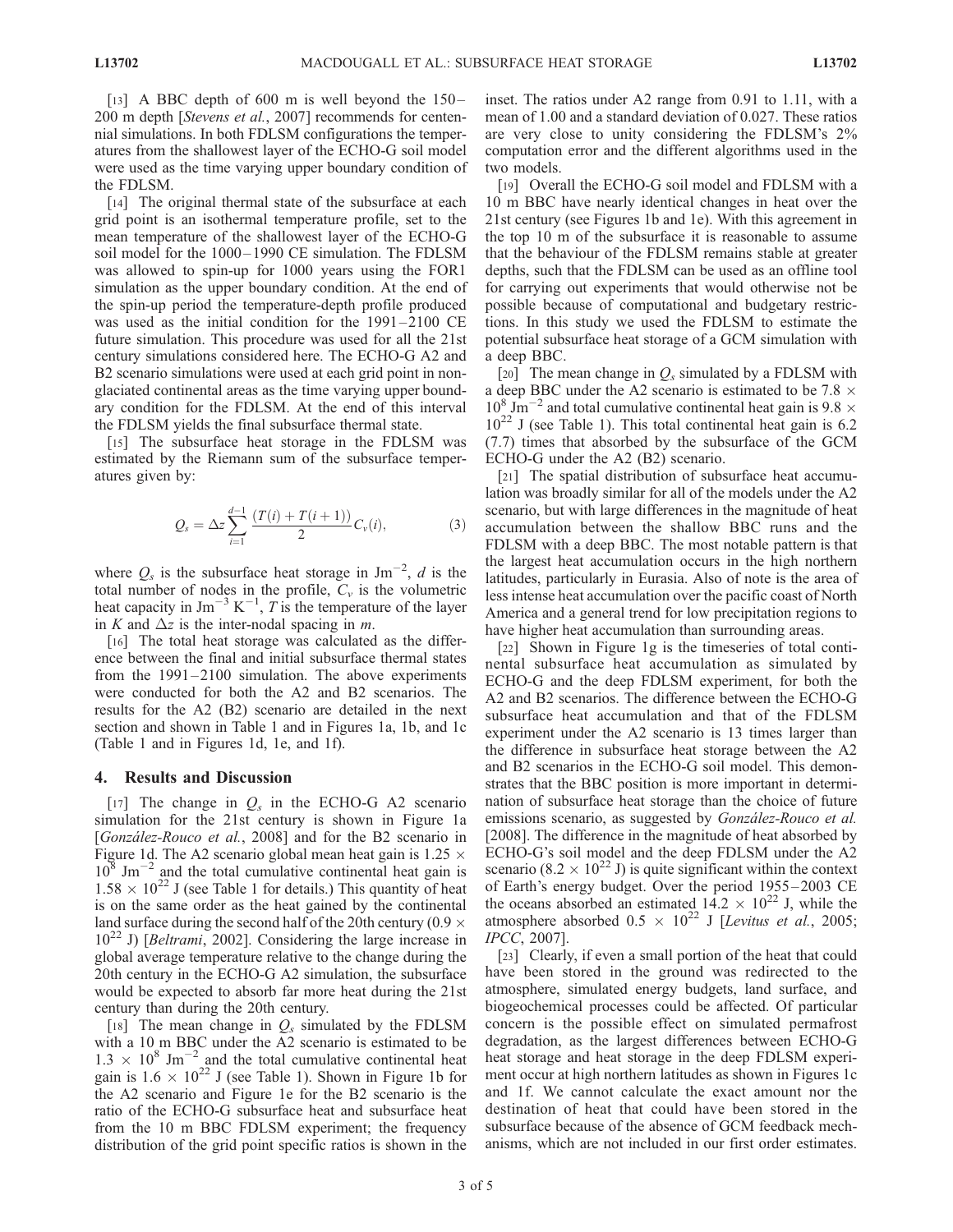[13] A BBC depth of 600 m is well beyond the 150–200 m depth [*Stevens et al.*, 2007] recommends for centennial simulations. In both FDLSM configurations the temperatures from the shallowest layer of the ECHO-G soil model were used as the time varying upper boundary condition of the FDLSM.

[14] The original thermal state of the subsurface at each grid point is an isothermal temperature profile, set to the mean temperature of the shallowest layer of the ECHO-G soil model for the 1000–1990 CE simulation. The FDLSM was allowed to spin-up for 1000 years using the FOR1 simulation as the upper boundary condition. At the end of the spin-up period the temperature-depth profile produced was used as the initial condition for the 1991–2100 CE future simulation. This procedure was used for all the 21st century simulations considered here. The ECHO-G A2 and B2 scenario simulations were used at each grid point in non-glaciated continental areas as the time varying upper boundary condition for the FDLSM. At the end of this interval the FDLSM yields the final subsurface thermal state.

[15] The subsurface heat storage in the FDLSM was estimated by the Riemann sum of the subsurface temperatures given by:

$$Q_s = \Delta z \sum_{i=1}^{d-1} \frac{(T(i) + T(i+1))}{2} C_v(i), \tag{3}$$

where $Q_s$ is the subsurface heat storage in $\mathrm{Jm^{-2}}$, $d$ is the total number of nodes in the profile, $C_v$ is the volumetric heat capacity in $\mathrm{Jm^{-3}\,K^{-1}}$, $T$ is the temperature of the layer in $K$ and $\Delta z$ is the inter-nodal spacing in $m$.

[16] The total heat storage was calculated as the difference between the final and initial subsurface thermal states from the 1991–2100 simulation. The above experiments were conducted for both the A2 and B2 scenarios. The results for the A2 (B2) scenario are detailed in the next section and shown in Table 1 and in Figures 1a, 1b, and 1c (Table 1 and in Figures 1d, 1e, and 1f).

## 4. Results and Discussion

[17] The change in $Q_s$ in the ECHO-G A2 scenario simulation for the 21st century is shown in Figure 1a [*González-Rouco et al.*, 2008] and for the B2 scenario in Figure 1d. The A2 scenario global mean heat gain is $1.25 \times 10^8$ $\mathrm{Jm^{-2}}$ and the total cumulative continental heat gain is $1.58 \times 10^{22}$ J (see Table 1 for details.) This quantity of heat is on the same order as the heat gained by the continental land surface during the second half of the 20th century ($0.9 \times 10^{22}$ J) [*Beltrami*, 2002]. Considering the large increase in global average temperature relative to the change during the 20th century in the ECHO-G A2 simulation, the subsurface would be expected to absorb far more heat during the 21st century than during the 20th century.

[18] The mean change in $Q_s$ simulated by the FDLSM with a 10 m BBC under the A2 scenario is estimated to be $1.3 \times 10^8$ $\mathrm{Jm^{-2}}$ and the total cumulative continental heat gain is $1.6 \times 10^{22}$ J (see Table 1). Shown in Figure 1b for the A2 scenario and Figure 1e for the B2 scenario is the ratio of the ECHO-G subsurface heat and subsurface heat from the 10 m BBC FDLSM experiment; the frequency distribution of the grid point specific ratios is shown in the inset. The ratios under A2 range from 0.91 to 1.11, with a mean of 1.00 and a standard deviation of 0.027. These ratios are very close to unity considering the FDLSM's 2% computation error and the different algorithms used in the two models.

[19] Overall the ECHO-G soil model and FDLSM with a 10 m BBC have nearly identical changes in heat over the 21st century (see Figures 1b and 1e). With this agreement in the top 10 m of the subsurface it is reasonable to assume that the behaviour of the FDLSM remains stable at greater depths, such that the FDLSM can be used as an offline tool for carrying out experiments that would otherwise not be possible because of computational and budgetary restrictions. In this study we used the FDLSM to estimate the potential subsurface heat storage of a GCM simulation with a deep BBC.

[20] The mean change in $Q_s$ simulated by a FDLSM with a deep BBC under the A2 scenario is estimated to be $7.8 \times 10^8$ $\mathrm{Jm^{-2}}$ and total cumulative continental heat gain is $9.8 \times 10^{22}$ J (see Table 1). This total continental heat gain is 6.2 (7.7) times that absorbed by the subsurface of the GCM ECHO-G under the A2 (B2) scenario.

[21] The spatial distribution of subsurface heat accumulation was broadly similar for all of the models under the A2 scenario, but with large differences in the magnitude of heat accumulation between the shallow BBC runs and the FDLSM with a deep BBC. The most notable pattern is that the largest heat accumulation occurs in the high northern latitudes, particularly in Eurasia. Also of note is the area of less intense heat accumulation over the pacific coast of North America and a general trend for low precipitation regions to have higher heat accumulation than surrounding areas.

[22] Shown in Figure 1g is the timeseries of total continental subsurface heat accumulation as simulated by ECHO-G and the deep FDLSM experiment, for both the A2 and B2 scenarios. The difference between the ECHO-G subsurface heat accumulation and that of the FDLSM experiment under the A2 scenario is 13 times larger than the difference in subsurface heat storage between the A2 and B2 scenarios in the ECHO-G soil model. This demonstrates that the BBC position is more important in determination of subsurface heat storage than the choice of future emissions scenario, as suggested by *González-Rouco et al.* [2008]. The difference in the magnitude of heat absorbed by ECHO-G's soil model and the deep FDLSM under the A2 scenario ($8.2 \times 10^{22}$ J) is quite significant within the context of Earth's energy budget. Over the period 1955–2003 CE the oceans absorbed an estimated $14.2 \times 10^{22}$ J, while the atmosphere absorbed $0.5 \times 10^{22}$ J [*Levitus et al.*, 2005; *IPCC*, 2007].

[23] Clearly, if even a small portion of the heat that could have been stored in the ground was redirected to the atmosphere, simulated energy budgets, land surface, and biogeochemical processes could be affected. Of particular concern is the possible effect on simulated permafrost degradation, as the largest differences between ECHO-G heat storage and heat storage in the deep FDLSM experiment occur at high northern latitudes as shown in Figures 1c and 1f. We cannot calculate the exact amount nor the destination of heat that could have been stored in the subsurface because of the absence of GCM feedback mechanisms, which are not included in our first order estimates.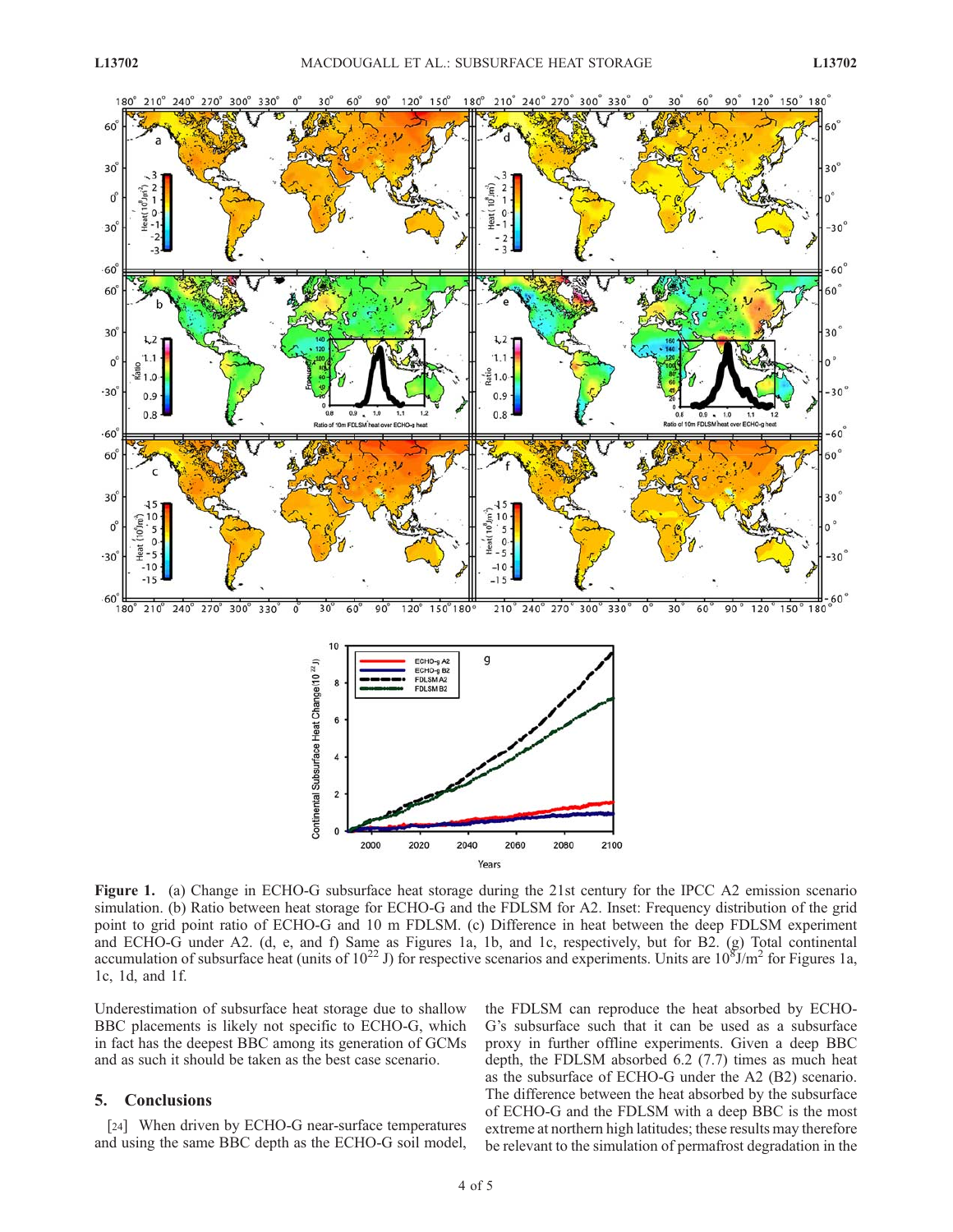**Figure 1.** (a) Change in ECHO-G subsurface heat storage during the 21st century for the IPCC A2 emission scenario simulation. (b) Ratio between heat storage for ECHO-G and the FDLSM for A2. Inset: Frequency distribution of the grid point to grid point ratio of ECHO-G and 10 m FDLSM. (c) Difference in heat between the deep FDLSM experiment and ECHO-G under A2. (d, e, and f) Same as Figures 1a, 1b, and 1c, respectively, but for B2. (g) Total continental accumulation of subsurface heat (units of $10^{22}$ J) for respective scenarios and experiments. Units are $10^{8}$J/m$^{2}$ for Figures 1a, 1c, 1d, and 1f.

Underestimation of subsurface heat storage due to shallow BBC placements is likely not specific to ECHO-G, which in fact has the deepest BBC among its generation of GCMs and as such it should be taken as the best case scenario.

## 5. Conclusions

[24] When driven by ECHO-G near-surface temperatures and using the same BBC depth as the ECHO-G soil model, the FDLSM can reproduce the heat absorbed by ECHO-G's subsurface such that it can be used as a subsurface proxy in further offline experiments. Given a deep BBC depth, the FDLSM absorbed 6.2 (7.7) times as much heat as the subsurface of ECHO-G under the A2 (B2) scenario. The difference between the heat absorbed by the subsurface of ECHO-G and the FDLSM with a deep BBC is the most extreme at northern high latitudes; these results may therefore be relevant to the simulation of permafrost degradation in the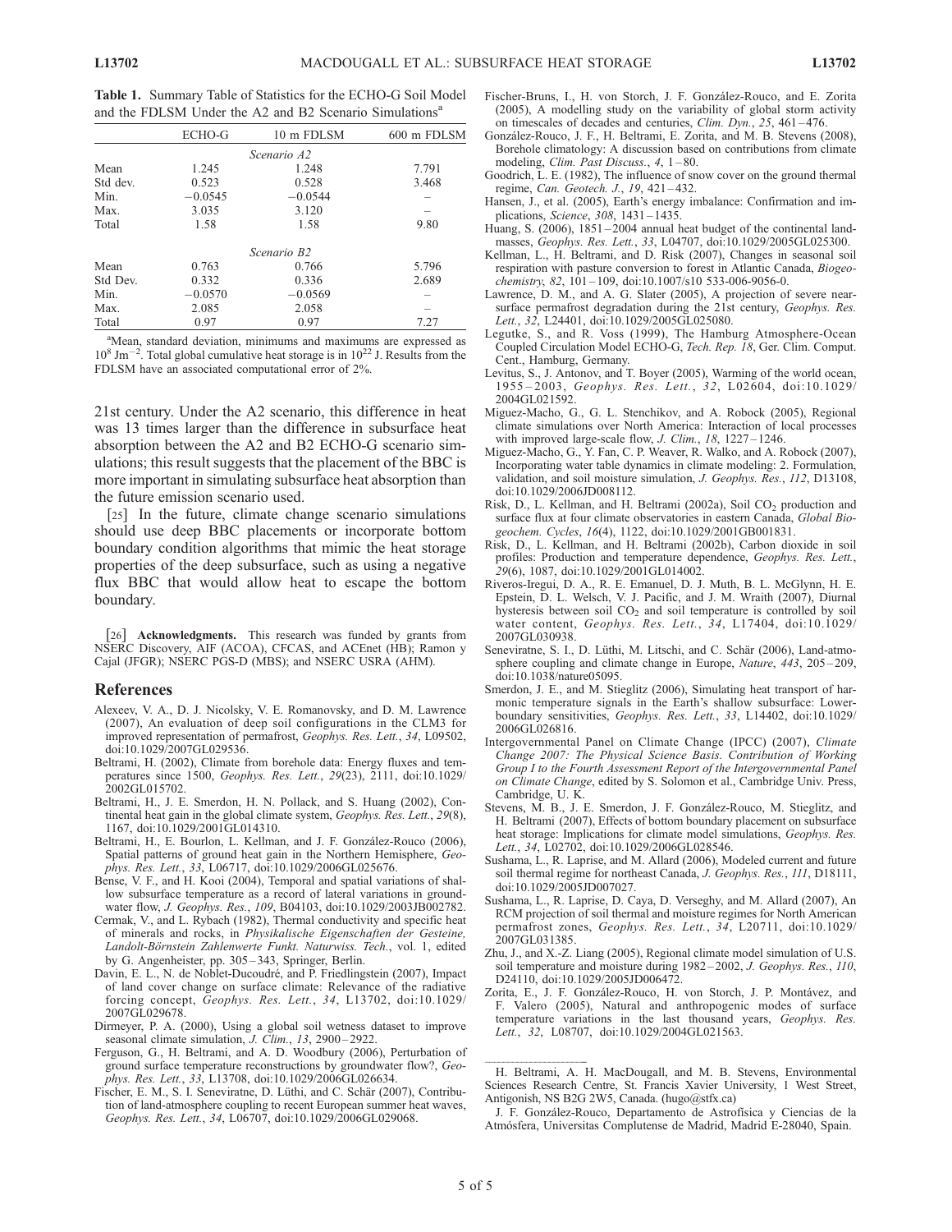**Table 1.** Summary Table of Statistics for the ECHO-G Soil Model and the FDLSM Under the A2 and B2 Scenario Simulations[a]

| | ECHO-G | 10 m FDLSM | 600 m FDLSM |
|---|---|---|---|
| | | *Scenario A2* | |
| Mean | 1.245 | 1.248 | 7.791 |
| Std dev. | 0.523 | 0.528 | 3.468 |
| Min. | −0.0545 | −0.0544 | – |
| Max. | 3.035 | 3.120 | – |
| Total | 1.58 | 1.58 | 9.80 |
| | | *Scenario B2* | |
| Mean | 0.763 | 0.766 | 5.796 |
| Std Dev. | 0.332 | 0.336 | 2.689 |
| Min. | −0.0570 | −0.0569 | – |
| Max. | 2.085 | 2.058 | – |
| Total | 0.97 | 0.97 | 7.27 |

[a]Mean, standard deviation, minimums and maximums are expressed as $10^8$ $Jm^{-2}$. Total global cumulative heat storage is in $10^{22}$ J. Results from the FDLSM have an associated computational error of 2%.

21st century. Under the A2 scenario, this difference in heat was 13 times larger than the difference in subsurface heat absorption between the A2 and B2 ECHO-G scenario simulations; this result suggests that the placement of the BBC is more important in simulating subsurface heat absorption than the future emission scenario used.

[25] In the future, climate change scenario simulations should use deep BBC placements or incorporate bottom boundary condition algorithms that mimic the heat storage properties of the deep subsurface, such as using a negative flux BBC that would allow heat to escape the bottom boundary.

[26] **Acknowledgments.** This research was funded by grants from NSERC Discovery, AIF (ACOA), CFCAS, and ACEnet (HB); Ramon y Cajal (JFGR); NSERC PGS-D (MBS); and NSERC USRA (AHM).

## References

Alexeev, V. A., D. J. Nicolsky, V. E. Romanovsky, and D. M. Lawrence (2007), An evaluation of deep soil configurations in the CLM3 for improved representation of permafrost, *Geophys. Res. Lett.*, *34*, L09502, doi:10.1029/2007GL029536.

Beltrami, H. (2002), Climate from borehole data: Energy fluxes and temperatures since 1500, *Geophys. Res. Lett.*, *29*(23), 2111, doi:10.1029/2002GL015702.

Beltrami, H., J. E. Smerdon, H. N. Pollack, and S. Huang (2002), Continental heat gain in the global climate system, *Geophys. Res. Lett.*, *29*(8), 1167, doi:10.1029/2001GL014310.

Beltrami, H., E. Bourlon, L. Kellman, and J. F. González-Rouco (2006), Spatial patterns of ground heat gain in the Northern Hemisphere, *Geophys. Res. Lett.*, *33*, L06717, doi:10.1029/2006GL025676.

Bense, V. F., and H. Kooi (2004), Temporal and spatial variations of shallow subsurface temperature as a record of lateral variations in groundwater flow, *J. Geophys. Res.*, *109*, B04103, doi:10.1029/2003JB002782.

Cermak, V., and L. Rybach (1982), Thermal conductivity and specific heat of minerals and rocks, in *Physikalische Eigenschaften der Gesteine, Landolt-Börnstein Zahlenwerte Funkt. Naturwiss. Tech.*, vol. 1, edited by G. Angenheister, pp. 305–343, Springer, Berlin.

Davin, E. L., N. de Noblet-Ducoudré, and P. Friedlingstein (2007), Impact of land cover change on surface climate: Relevance of the radiative forcing concept, *Geophys. Res. Lett.*, *34*, L13702, doi:10.1029/2007GL029678.

Dirmeyer, P. A. (2000), Using a global soil wetness dataset to improve seasonal climate simulation, *J. Clim.*, *13*, 2900–2922.

Ferguson, G., H. Beltrami, and A. D. Woodbury (2006), Perturbation of ground surface temperature reconstructions by groundwater flow?, *Geophys. Res. Lett.*, *33*, L13708, doi:10.1029/2006GL026634.

Fischer, E. M., S. I. Seneviratne, D. Lüthi, and C. Schär (2007), Contribution of land-atmosphere coupling to recent European summer heat waves, *Geophys. Res. Lett.*, *34*, L06707, doi:10.1029/2006GL029068.

Fischer-Bruns, I., H. von Storch, J. F. González-Rouco, and E. Zorita (2005), A modelling study on the variability of global storm activity on timescales of decades and centuries, *Clim. Dyn.*, *25*, 461–476.

González-Rouco, J. F., H. Beltrami, E. Zorita, and M. B. Stevens (2008), Borehole climatology: A discussion based on contributions from climate modeling, *Clim. Past Discuss.*, *4*, 1–80.

Goodrich, L. E. (1982), The influence of snow cover on the ground thermal regime, *Can. Geotech. J.*, *19*, 421–432.

Hansen, J., et al. (2005), Earth's energy imbalance: Confirmation and implications, *Science*, *308*, 1431–1435.

Huang, S. (2006), 1851–2004 annual heat budget of the continental landmasses, *Geophys. Res. Lett.*, *33*, L04707, doi:10.1029/2005GL025300.

Kellman, L., H. Beltrami, and D. Risk (2007), Changes in seasonal soil respiration with pasture conversion to forest in Atlantic Canada, *Biogeochemistry*, *82*, 101–109, doi:10.1007/s10 533-006-9056-0.

Lawrence, D. M., and A. G. Slater (2005), A projection of severe near-surface permafrost degradation during the 21st century, *Geophys. Res. Lett.*, *32*, L24401, doi:10.1029/2005GL025080.

Legutke, S., and R. Voss (1999), The Hamburg Atmosphere-Ocean Coupled Circulation Model ECHO-G, *Tech. Rep. 18*, Ger. Clim. Comput. Cent., Hamburg, Germany.

Levitus, S., J. Antonov, and T. Boyer (2005), Warming of the world ocean, 1955–2003, *Geophys. Res. Lett.*, *32*, L02604, doi:10.1029/2004GL021592.

Miguez-Macho, G., G. L. Stenchikov, and A. Robock (2005), Regional climate simulations over North America: Interaction of local processes with improved large-scale flow, *J. Clim.*, *18*, 1227–1246.

Miguez-Macho, G., Y. Fan, C. P. Weaver, R. Walko, and A. Robock (2007), Incorporating water table dynamics in climate modeling: 2. Formulation, validation, and soil moisture simulation, *J. Geophys. Res.*, *112*, D13108, doi:10.1029/2006JD008112.

Risk, D., L. Kellman, and H. Beltrami (2002a), Soil $CO_2$ production and surface flux at four climate observatories in eastern Canada, *Global Biogeochem. Cycles*, *16*(4), 1122, doi:10.1029/2001GB001831.

Risk, D., L. Kellman, and H. Beltrami (2002b), Carbon dioxide in soil profiles: Production and temperature dependence, *Geophys. Res. Lett.*, *29*(6), 1087, doi:10.1029/2001GL014002.

Riveros-Iregui, D. A., R. E. Emanuel, D. J. Muth, B. L. McGlynn, H. E. Epstein, D. L. Welsch, V. J. Pacific, and J. M. Wraith (2007), Diurnal hysteresis between soil $CO_2$ and soil temperature is controlled by soil water content, *Geophys. Res. Lett.*, *34*, L17404, doi:10.1029/2007GL030938.

Seneviratne, S. I., D. Lüthi, M. Litschi, and C. Schär (2006), Land-atmosphere coupling and climate change in Europe, *Nature*, *443*, 205–209, doi:10.1038/nature05095.

Smerdon, J. E., and M. Stieglitz (2006), Simulating heat transport of harmonic temperature signals in the Earth's shallow subsurface: Lower-boundary sensitivities, *Geophys. Res. Lett.*, *33*, L14402, doi:10.1029/2006GL026816.

Intergovernmental Panel on Climate Change (IPCC) (2007), *Climate Change 2007: The Physical Science Basis. Contribution of Working Group I to the Fourth Assessment Report of the Intergovernmental Panel on Climate Change*, edited by S. Solomon et al., Cambridge Univ. Press, Cambridge, U. K.

Stevens, M. B., J. E. Smerdon, J. F. González-Rouco, M. Stieglitz, and H. Beltrami (2007), Effects of bottom boundary placement on subsurface heat storage: Implications for climate model simulations, *Geophys. Res. Lett.*, *34*, L02702, doi:10.1029/2006GL028546.

Sushama, L., R. Laprise, and M. Allard (2006), Modeled current and future soil thermal regime for northeast Canada, *J. Geophys. Res.*, *111*, D18111, doi:10.1029/2005JD007027.

Sushama, L., R. Laprise, D. Caya, D. Verseghy, and M. Allard (2007), An RCM projection of soil thermal and moisture regimes for North American permafrost zones, *Geophys. Res. Lett.*, *34*, L20711, doi:10.1029/2007GL031385.

Zhu, J., and X.-Z. Liang (2005), Regional climate model simulation of U.S. soil temperature and moisture during 1982–2002, *J. Geophys. Res.*, *110*, D24110, doi:10.1029/2005JD006472.

Zorita, E., J. F. González-Rouco, H. von Storch, J. P. Montávez, and F. Valero (2005), Natural and anthropogenic modes of surface temperature variations in the last thousand years, *Geophys. Res. Lett.*, *32*, L08707, doi:10.1029/2004GL021563.

---

H. Beltrami, A. H. MacDougall, and M. B. Stevens, Environmental Sciences Research Centre, St. Francis Xavier University, 1 West Street, Antigonish, NS B2G 2W5, Canada. (hugo@stfx.ca)

J. F. González-Rouco, Departamento de Astrofísica y Ciencias de la Atmósfera, Universitas Complutense de Madrid, Madrid E-28040, Spain.